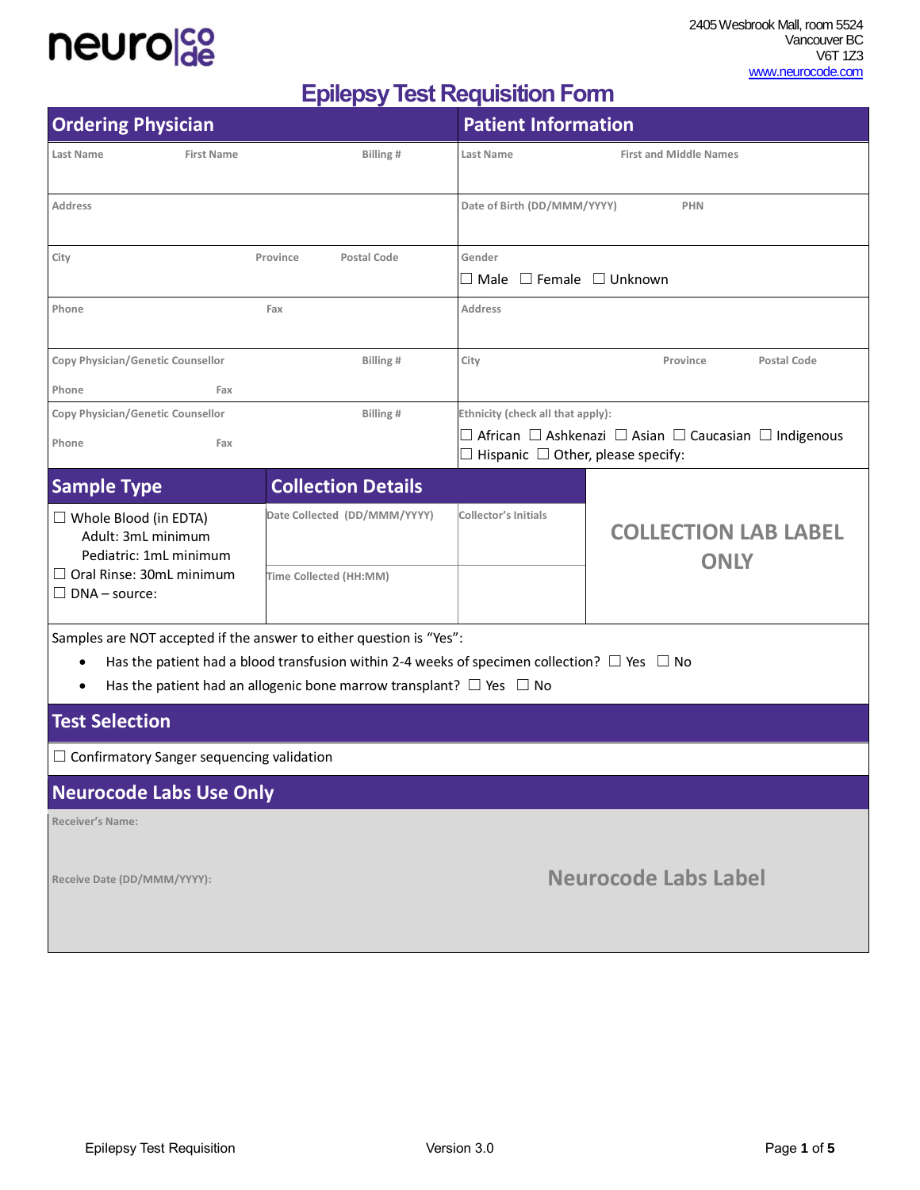neuro|code

2405 Wesbrook Mall, room 5524
Vancouver BC
V6T 1Z3
www.neurocode.com

# Epilepsy Test Requisition Form

## Ordering Physician

| Last Name | First Name | Billing # |
|---|---|---|
| | | |

| Address |
|---|
| |

| City | Province | Postal Code |
|---|---|---|
| | | |

| Phone | Fax |
|---|---|
| | |

| Copy Physician/Genetic Counsellor | Billing # |
|---|---|
| Phone | Fax |

| Copy Physician/Genetic Counsellor | Billing # |
|---|---|
| Phone | Fax |

## Patient Information

| Last Name | First and Middle Names |
|---|---|
| | |

| Date of Birth (DD/MMM/YYYY) | PHN |
|---|---|
| | |

Gender
☐ Male ☐ Female ☐ Unknown

| Address |
|---|
| |

| City | Province | Postal Code |
|---|---|---|
| | | |

Ethnicity (check all that apply):
☐ African ☐ Ashkenazi ☐ Asian ☐ Caucasian ☐ Indigenous
☐ Hispanic ☐ Other, please specify:

## Sample Type

☐ Whole Blood (in EDTA)
Adult: 3mL minimum
Pediatric: 1mL minimum
☐ Oral Rinse: 30mL minimum
☐ DNA – source:

## Collection Details

| Date Collected (DD/MMM/YYYY) | Collector's Initials |
|---|---|
| | |
| Time Collected (HH:MM) | |

COLLECTION LAB LABEL ONLY

Samples are NOT accepted if the answer to either question is "Yes":

- Has the patient had a blood transfusion within 2-4 weeks of specimen collection? ☐ Yes ☐ No
- Has the patient had an allogenic bone marrow transplant? ☐ Yes ☐ No

## Test Selection

☐ Confirmatory Sanger sequencing validation

## Neurocode Labs Use Only

Receiver's Name:

Receive Date (DD/MMM/YYYY):

Neurocode Labs Label

Epilepsy Test Requisition    Version 3.0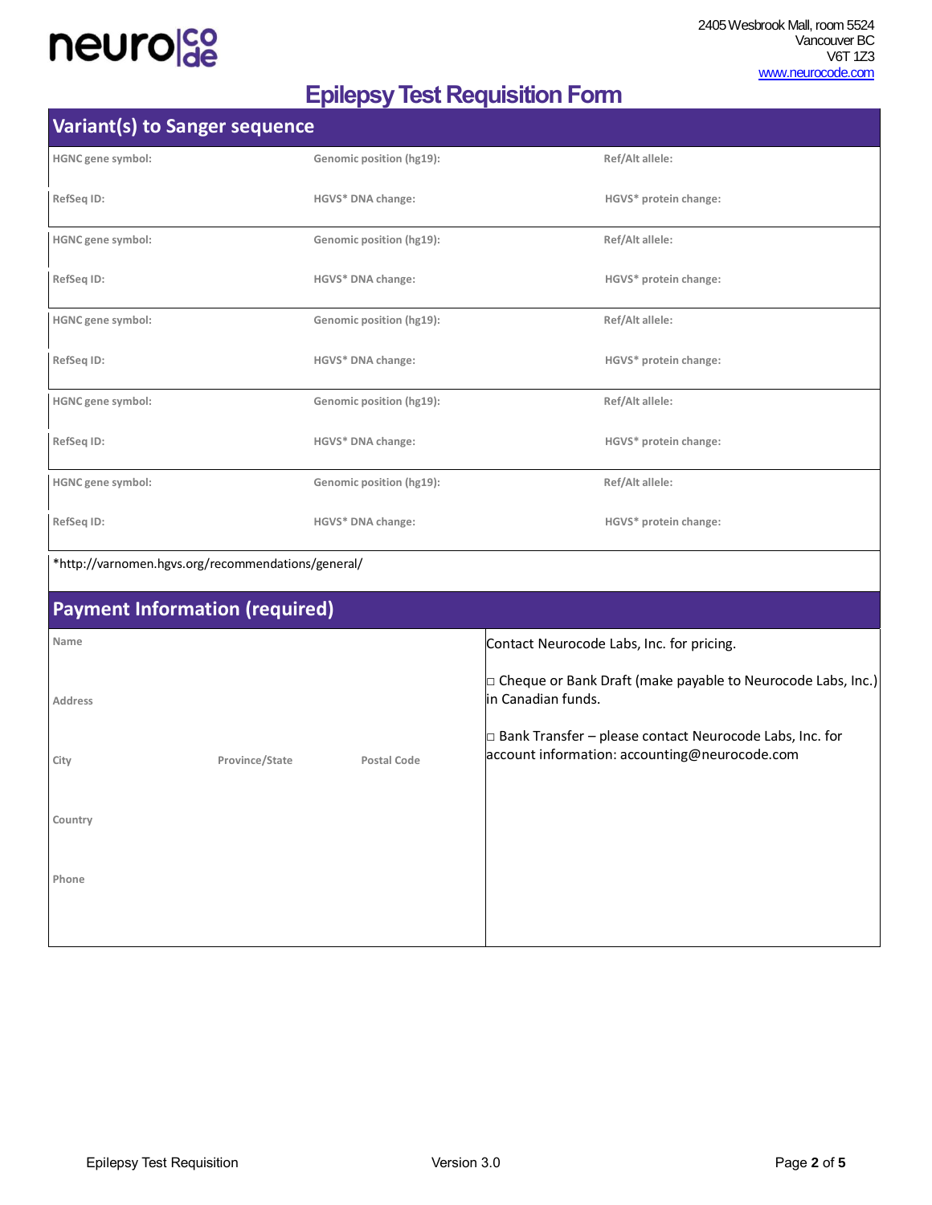neuro|code

2405 Wesbrook Mall, room 5524
Vancouver BC
V6T 1Z3
www.neurocode.com

# Epilepsy Test Requisition Form

## Variant(s) to Sanger sequence

| HGNC gene symbol: | Genomic position (hg19): | Ref/Alt allele: |
|---|---|---|
| RefSeq ID: | HGVS* DNA change: | HGVS* protein change: |
| HGNC gene symbol: | Genomic position (hg19): | Ref/Alt allele: |
| RefSeq ID: | HGVS* DNA change: | HGVS* protein change: |
| HGNC gene symbol: | Genomic position (hg19): | Ref/Alt allele: |
| RefSeq ID: | HGVS* DNA change: | HGVS* protein change: |
| HGNC gene symbol: | Genomic position (hg19): | Ref/Alt allele: |
| RefSeq ID: | HGVS* DNA change: | HGVS* protein change: |
| HGNC gene symbol: | Genomic position (hg19): | Ref/Alt allele: |
| RefSeq ID: | HGVS* DNA change: | HGVS* protein change: |

*http://varnomen.hgvs.org/recommendations/general/

## Payment Information (required)

Name

Address

City — Province/State — Postal Code

Country

Phone

Contact Neurocode Labs, Inc. for pricing.

□ Cheque or Bank Draft (make payable to Neurocode Labs, Inc.) in Canadian funds.

□ Bank Transfer – please contact Neurocode Labs, Inc. for account information: accounting@neurocode.com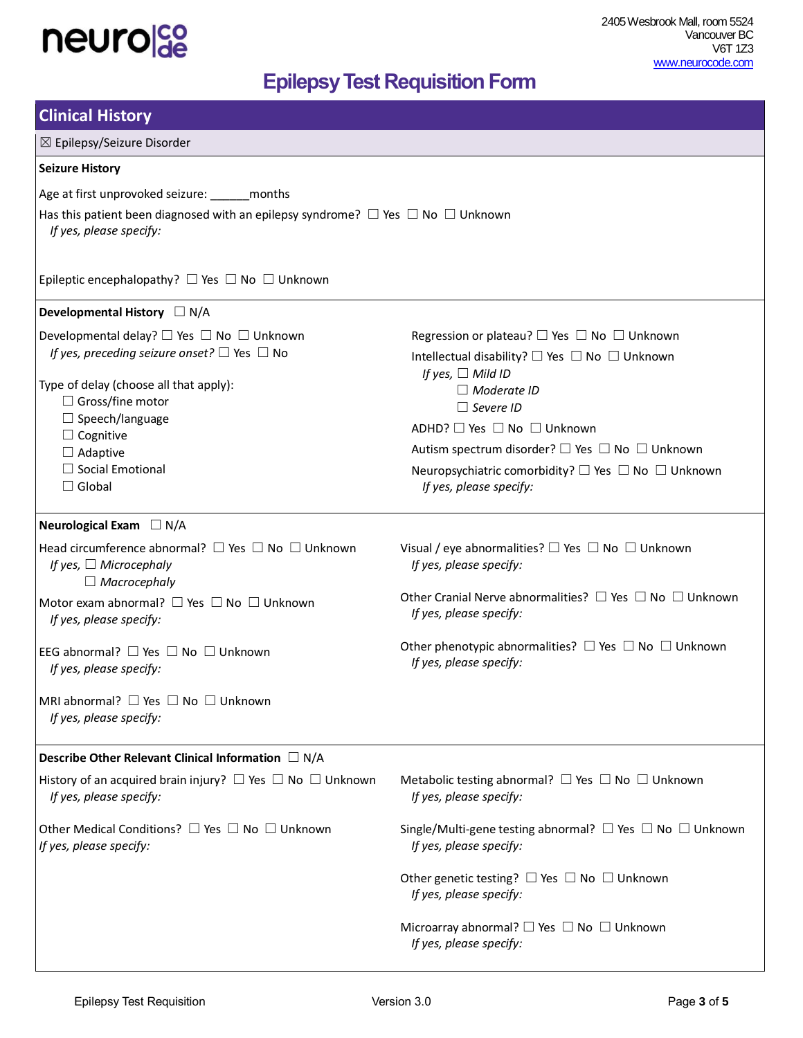neuro|code

2405 Wesbrook Mall, room 5524
Vancouver BC
V6T 1Z3
www.neurocode.com

# Epilepsy Test Requisition Form

## Clinical History

☒ Epilepsy/Seizure Disorder

**Seizure History**

Age at first unprovoked seizure: ______months

Has this patient been diagnosed with an epilepsy syndrome? ☐ Yes ☐ No ☐ Unknown
*If yes, please specify:*

Epileptic encephalopathy? ☐ Yes ☐ No ☐ Unknown

**Developmental History** ☐ N/A

Developmental delay? ☐ Yes ☐ No ☐ Unknown
*If yes, preceding seizure onset?* ☐ Yes ☐ No

Type of delay (choose all that apply):
- ☐ Gross/fine motor
- ☐ Speech/language
- ☐ Cognitive
- ☐ Adaptive
- ☐ Social Emotional
- ☐ Global

Regression or plateau? ☐ Yes ☐ No ☐ Unknown

Intellectual disability? ☐ Yes ☐ No ☐ Unknown
*If yes,* ☐ *Mild ID*
☐ *Moderate ID*
☐ *Severe ID*

ADHD? ☐ Yes ☐ No ☐ Unknown

Autism spectrum disorder? ☐ Yes ☐ No ☐ Unknown

Neuropsychiatric comorbidity? ☐ Yes ☐ No ☐ Unknown
*If yes, please specify:*

**Neurological Exam** ☐ N/A

Head circumference abnormal? ☐ Yes ☐ No ☐ Unknown
*If yes,* ☐ *Microcephaly*
☐ *Macrocephaly*

Motor exam abnormal? ☐ Yes ☐ No ☐ Unknown
*If yes, please specify:*

EEG abnormal? ☐ Yes ☐ No ☐ Unknown
*If yes, please specify:*

MRI abnormal? ☐ Yes ☐ No ☐ Unknown
*If yes, please specify:*

Visual / eye abnormalities? ☐ Yes ☐ No ☐ Unknown
*If yes, please specify:*

Other Cranial Nerve abnormalities? ☐ Yes ☐ No ☐ Unknown
*If yes, please specify:*

Other phenotypic abnormalities? ☐ Yes ☐ No ☐ Unknown
*If yes, please specify:*

**Describe Other Relevant Clinical Information** ☐ N/A

History of an acquired brain injury? ☐ Yes ☐ No ☐ Unknown
*If yes, please specify:*

Other Medical Conditions? ☐ Yes ☐ No ☐ Unknown
*If yes, please specify:*

Metabolic testing abnormal? ☐ Yes ☐ No ☐ Unknown
*If yes, please specify:*

Single/Multi-gene testing abnormal? ☐ Yes ☐ No ☐ Unknown
*If yes, please specify:*

Other genetic testing? ☐ Yes ☐ No ☐ Unknown
*If yes, please specify:*

Microarray abnormal? ☐ Yes ☐ No ☐ Unknown
*If yes, please specify:*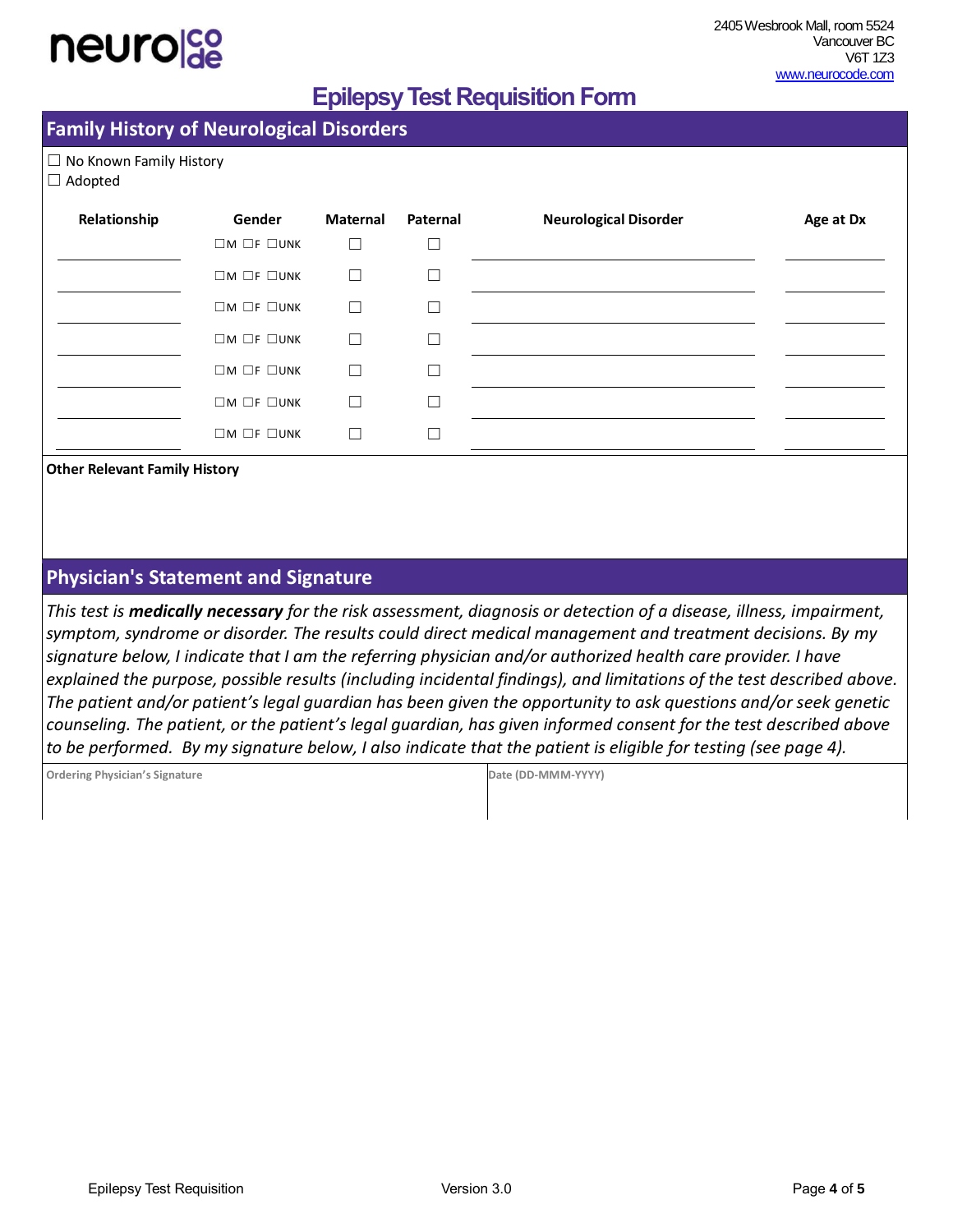neuro|code

2405 Wesbrook Mall, room 5524
Vancouver BC
V6T 1Z3
www.neurocode.com

# Epilepsy Test Requisition Form

## Family History of Neurological Disorders

☐ No Known Family History
☐ Adopted

| Relationship | Gender | Maternal | Paternal | Neurological Disorder | Age at Dx |
|---|---|---|---|---|---|
| | ☐M ☐F ☐UNK | ☐ | ☐ | | |
| | ☐M ☐F ☐UNK | ☐ | ☐ | | |
| | ☐M ☐F ☐UNK | ☐ | ☐ | | |
| | ☐M ☐F ☐UNK | ☐ | ☐ | | |
| | ☐M ☐F ☐UNK | ☐ | ☐ | | |
| | ☐M ☐F ☐UNK | ☐ | ☐ | | |
| | ☐M ☐F ☐UNK | ☐ | ☐ | | |

**Other Relevant Family History**

## Physician's Statement and Signature

*This test is **medically necessary** for the risk assessment, diagnosis or detection of a disease, illness, impairment, symptom, syndrome or disorder. The results could direct medical management and treatment decisions. By my signature below, I indicate that I am the referring physician and/or authorized health care provider. I have explained the purpose, possible results (including incidental findings), and limitations of the test described above. The patient and/or patient's legal guardian has been given the opportunity to ask questions and/or seek genetic counseling. The patient, or the patient's legal guardian, has given informed consent for the test described above to be performed. By my signature below, I also indicate that the patient is eligible for testing (see page 4).*

| Ordering Physician's Signature | Date (DD-MMM-YYYY) |
|---|---|
| | |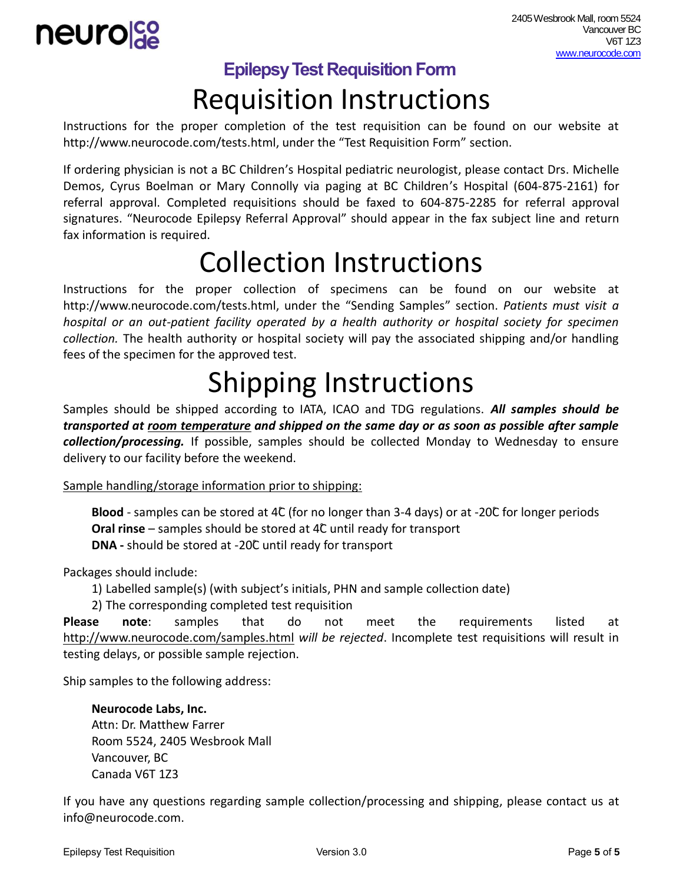neuro|code

2405 Wesbrook Mall, room 5524
Vancouver BC
V6T 1Z3
www.neurocode.com

**Epilepsy Test Requisition Form**

# Requisition Instructions

Instructions for the proper completion of the test requisition can be found on our website at http://www.neurocode.com/tests.html, under the "Test Requisition Form" section.

If ordering physician is not a BC Children's Hospital pediatric neurologist, please contact Drs. Michelle Demos, Cyrus Boelman or Mary Connolly via paging at BC Children's Hospital (604-875-2161) for referral approval. Completed requisitions should be faxed to 604-875-2285 for referral approval signatures. "Neurocode Epilepsy Referral Approval" should appear in the fax subject line and return fax information is required.

# Collection Instructions

Instructions for the proper collection of specimens can be found on our website at http://www.neurocode.com/tests.html, under the "Sending Samples" section. *Patients must visit a hospital or an out-patient facility operated by a health authority or hospital society for specimen collection.* The health authority or hospital society will pay the associated shipping and/or handling fees of the specimen for the approved test.

# Shipping Instructions

Samples should be shipped according to IATA, ICAO and TDG regulations. ***All samples should be transported at room temperature and shipped on the same day or as soon as possible after sample collection/processing.*** If possible, samples should be collected Monday to Wednesday to ensure delivery to our facility before the weekend.

Sample handling/storage information prior to shipping:

**Blood** - samples can be stored at 4℃ (for no longer than 3-4 days) or at -20℃ for longer periods
**Oral rinse** – samples should be stored at 4℃ until ready for transport
**DNA -** should be stored at -20℃ until ready for transport

Packages should include:

1) Labelled sample(s) (with subject's initials, PHN and sample collection date)
2) The corresponding completed test requisition

**Please note**: samples that do not meet the requirements listed at http://www.neurocode.com/samples.html *will be rejected*. Incomplete test requisitions will result in testing delays, or possible sample rejection.

Ship samples to the following address:

**Neurocode Labs, Inc.**
Attn: Dr. Matthew Farrer
Room 5524, 2405 Wesbrook Mall
Vancouver, BC
Canada V6T 1Z3

If you have any questions regarding sample collection/processing and shipping, please contact us at info@neurocode.com.